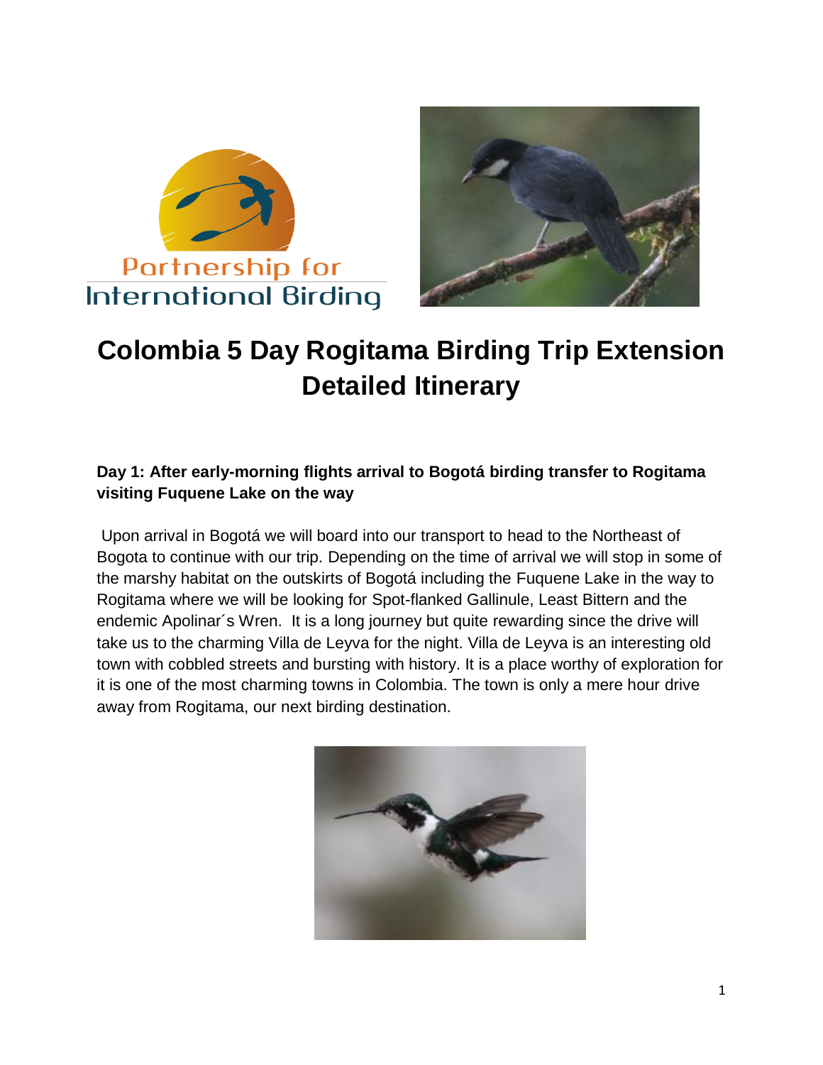Partnership for International Birding

# Colombia 5 Day Rogitama Birding Trip Extension Detailed Itinerary

**Day 1: After early-morning flights arrival to Bogotá birding transfer to Rogitama visiting Fuquene Lake on the way**

Upon arrival in Bogotá we will board into our transport to head to the Northeast of Bogota to continue with our trip. Depending on the time of arrival we will stop in some of the marshy habitat on the outskirts of Bogotá including the Fuquene Lake in the way to Rogitama where we will be looking for Spot-flanked Gallinule, Least Bittern and the endemic Apolinar´s Wren. It is a long journey but quite rewarding since the drive will take us to the charming Villa de Leyva for the night. Villa de Leyva is an interesting old town with cobbled streets and bursting with history. It is a place worthy of exploration for it is one of the most charming towns in Colombia. The town is only a mere hour drive away from Rogitama, our next birding destination.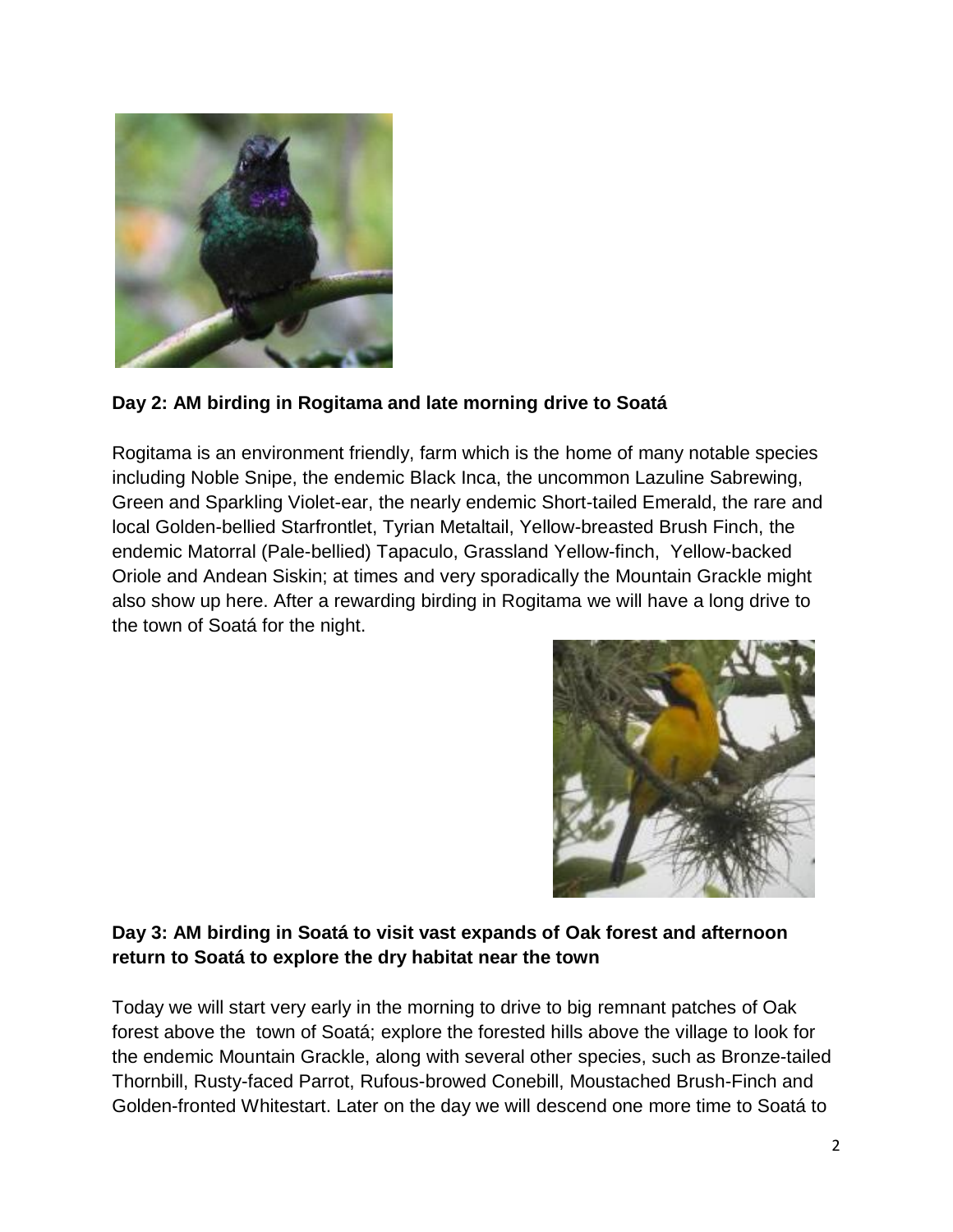**Day 2: AM birding in Rogitama and late morning drive to Soatá**

Rogitama is an environment friendly, farm which is the home of many notable species including Noble Snipe, the endemic Black Inca, the uncommon Lazuline Sabrewing, Green and Sparkling Violet-ear, the nearly endemic Short-tailed Emerald, the rare and local Golden-bellied Starfrontlet, Tyrian Metaltail, Yellow-breasted Brush Finch, the endemic Matorral (Pale-bellied) Tapaculo, Grassland Yellow-finch, Yellow-backed Oriole and Andean Siskin; at times and very sporadically the Mountain Grackle might also show up here. After a rewarding birding in Rogitama we will have a long drive to the town of Soatá for the night.

**Day 3: AM birding in Soatá to visit vast expands of Oak forest and afternoon return to Soatá to explore the dry habitat near the town**

Today we will start very early in the morning to drive to big remnant patches of Oak forest above the town of Soatá; explore the forested hills above the village to look for the endemic Mountain Grackle, along with several other species, such as Bronze-tailed Thornbill, Rusty-faced Parrot, Rufous-browed Conebill, Moustached Brush-Finch and Golden-fronted Whitestart. Later on the day we will descend one more time to Soatá to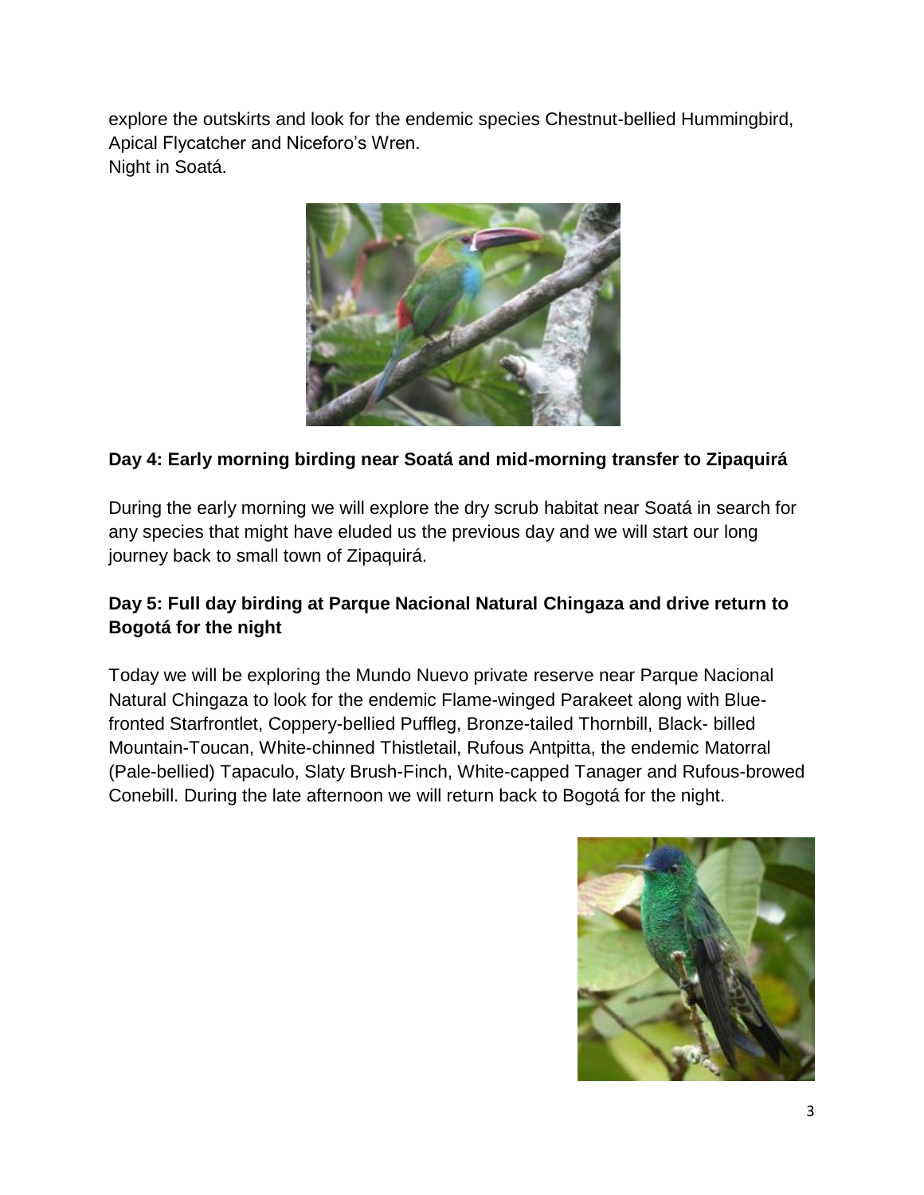explore the outskirts and look for the endemic species Chestnut-bellied Hummingbird, Apical Flycatcher and Niceforo's Wren.
Night in Soatá.

**Day 4: Early morning birding near Soatá and mid-morning transfer to Zipaquirá**

During the early morning we will explore the dry scrub habitat near Soatá in search for any species that might have eluded us the previous day and we will start our long journey back to small town of Zipaquirá.

**Day 5: Full day birding at Parque Nacional Natural Chingaza and drive return to Bogotá for the night**

Today we will be exploring the Mundo Nuevo private reserve near Parque Nacional Natural Chingaza to look for the endemic Flame-winged Parakeet along with Blue-fronted Starfrontlet, Coppery-bellied Puffleg, Bronze-tailed Thornbill, Black- billed Mountain-Toucan, White-chinned Thistletail, Rufous Antpitta, the endemic Matorral (Pale-bellied) Tapaculo, Slaty Brush-Finch, White-capped Tanager and Rufous-browed Conebill. During the late afternoon we will return back to Bogotá for the night.